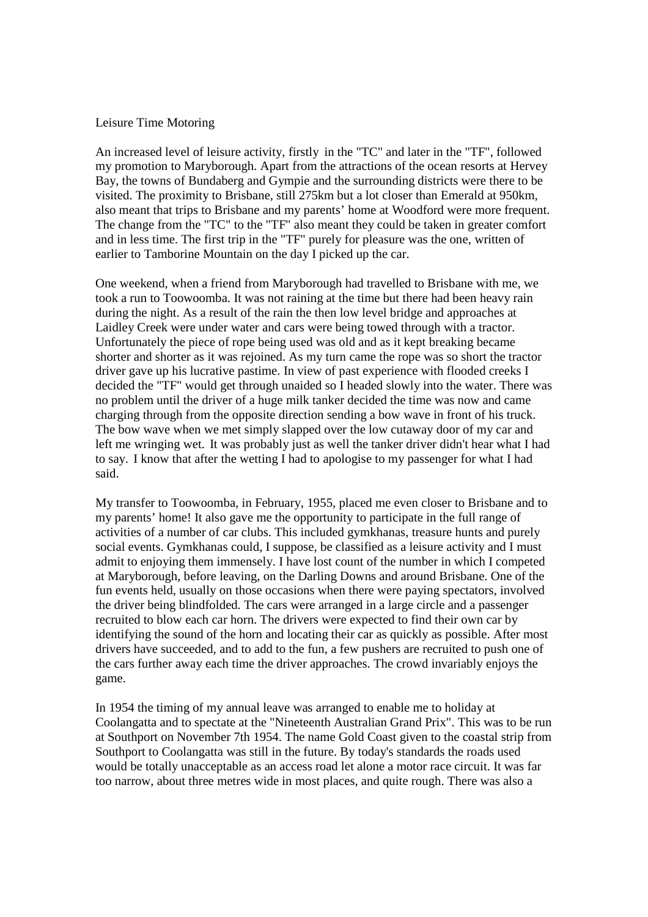# Leisure Time Motoring

An increased level of leisure activity, firstly in the "TC" and later in the "TF", followed my promotion to Maryborough. Apart from the attractions of the ocean resorts at Hervey Bay, the towns of Bundaberg and Gympie and the surrounding districts were there to be visited. The proximity to Brisbane, still 275km but a lot closer than Emerald at 950km, also meant that trips to Brisbane and my parents' home at Woodford were more frequent. The change from the "TC" to the "TF" also meant they could be taken in greater comfort and in less time. The first trip in the "TF" purely for pleasure was the one, written of earlier to Tamborine Mountain on the day I picked up the car.

One weekend, when a friend from Maryborough had travelled to Brisbane with me, we took a run to Toowoomba. It was not raining at the time but there had been heavy rain during the night. As a result of the rain the then low level bridge and approaches at Laidley Creek were under water and cars were being towed through with a tractor. Unfortunately the piece of rope being used was old and as it kept breaking became shorter and shorter as it was rejoined. As my turn came the rope was so short the tractor driver gave up his lucrative pastime. In view of past experience with flooded creeks I decided the "TF" would get through unaided so I headed slowly into the water. There was no problem until the driver of a huge milk tanker decided the time was now and came charging through from the opposite direction sending a bow wave in front of his truck. The bow wave when we met simply slapped over the low cutaway door of my car and left me wringing wet. It was probably just as well the tanker driver didn't hear what I had to say. I know that after the wetting I had to apologise to my passenger for what I had said.

My transfer to Toowoomba, in February, 1955, placed me even closer to Brisbane and to my parents' home! It also gave me the opportunity to participate in the full range of activities of a number of car clubs. This included gymkhanas, treasure hunts and purely social events. Gymkhanas could, I suppose, be classified as a leisure activity and I must admit to enjoying them immensely. I have lost count of the number in which I competed at Maryborough, before leaving, on the Darling Downs and around Brisbane. One of the fun events held, usually on those occasions when there were paying spectators, involved the driver being blindfolded. The cars were arranged in a large circle and a passenger recruited to blow each car horn. The drivers were expected to find their own car by identifying the sound of the horn and locating their car as quickly as possible. After most drivers have succeeded, and to add to the fun, a few pushers are recruited to push one of the cars further away each time the driver approaches. The crowd invariably enjoys the game.

In 1954 the timing of my annual leave was arranged to enable me to holiday at Coolangatta and to spectate at the "Nineteenth Australian Grand Prix". This was to be run at Southport on November 7th 1954. The name Gold Coast given to the coastal strip from Southport to Coolangatta was still in the future. By today's standards the roads used would be totally unacceptable as an access road let alone a motor race circuit. It was far too narrow, about three metres wide in most places, and quite rough. There was also a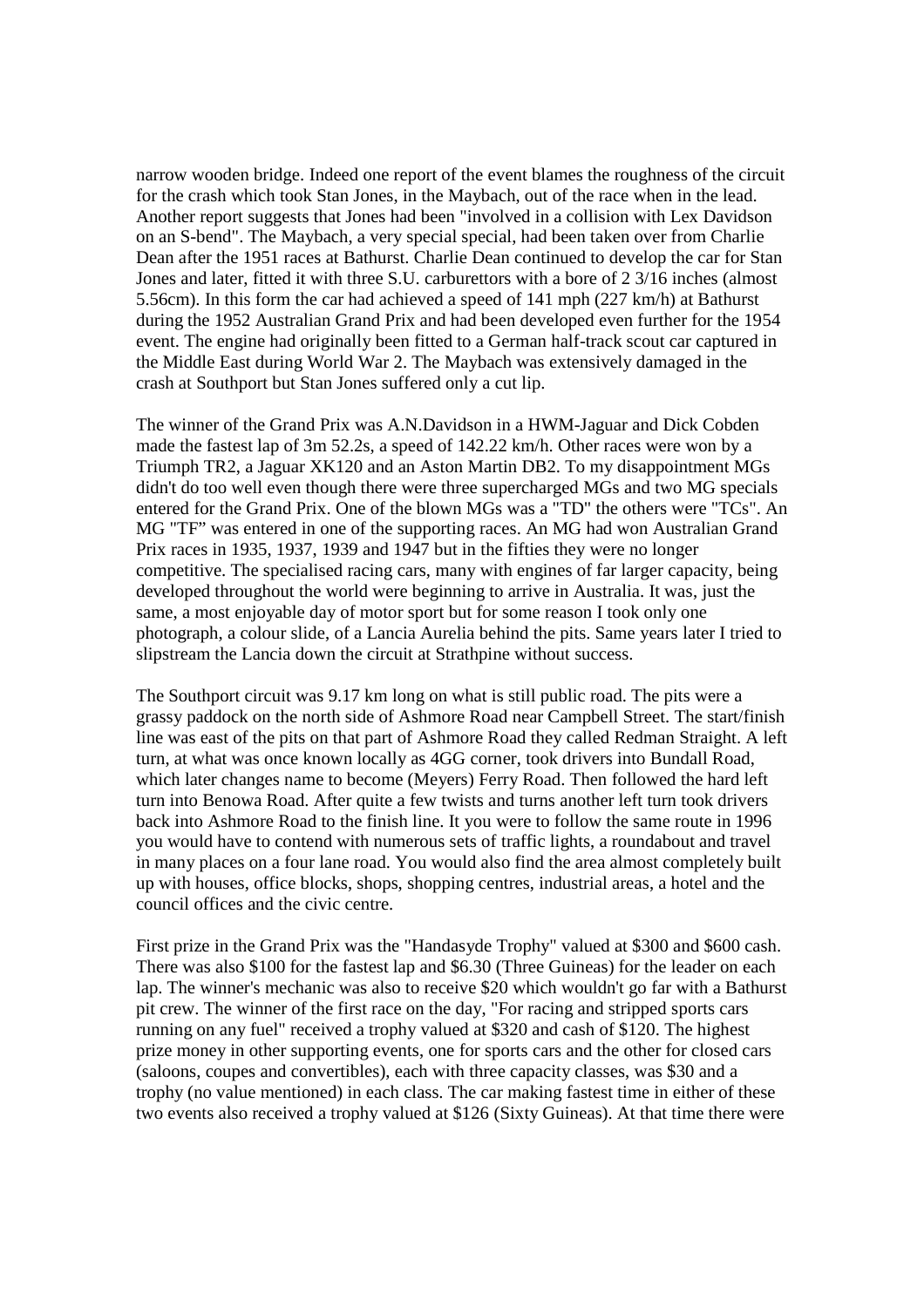narrow wooden bridge. Indeed one report of the event blames the roughness of the circuit for the crash which took Stan Jones, in the Maybach, out of the race when in the lead. Another report suggests that Jones had been "involved in a collision with Lex Davidson on an S-bend". The Maybach, a very special special, had been taken over from Charlie Dean after the 1951 races at Bathurst. Charlie Dean continued to develop the car for Stan Jones and later, fitted it with three S.U. carburettors with a bore of 2 3/16 inches (almost 5.56cm). In this form the car had achieved a speed of 141 mph (227 km/h) at Bathurst during the 1952 Australian Grand Prix and had been developed even further for the 1954 event. The engine had originally been fitted to a German half-track scout car captured in the Middle East during World War 2. The Maybach was extensively damaged in the crash at Southport but Stan Jones suffered only a cut lip.

The winner of the Grand Prix was A.N.Davidson in a HWM-Jaguar and Dick Cobden made the fastest lap of 3m 52.2s, a speed of 142.22 km/h. Other races were won by a Triumph TR2, a Jaguar XK120 and an Aston Martin DB2. To my disappointment MGs didn't do too well even though there were three supercharged MGs and two MG specials entered for the Grand Prix. One of the blown MGs was a "TD" the others were "TCs". An MG "TF" was entered in one of the supporting races. An MG had won Australian Grand Prix races in 1935, 1937, 1939 and 1947 but in the fifties they were no longer competitive. The specialised racing cars, many with engines of far larger capacity, being developed throughout the world were beginning to arrive in Australia. It was, just the same, a most enjoyable day of motor sport but for some reason I took only one photograph, a colour slide, of a Lancia Aurelia behind the pits. Same years later I tried to slipstream the Lancia down the circuit at Strathpine without success.

The Southport circuit was 9.17 km long on what is still public road. The pits were a grassy paddock on the north side of Ashmore Road near Campbell Street. The start/finish line was east of the pits on that part of Ashmore Road they called Redman Straight. A left turn, at what was once known locally as 4GG corner, took drivers into Bundall Road, which later changes name to become (Meyers) Ferry Road. Then followed the hard left turn into Benowa Road. After quite a few twists and turns another left turn took drivers back into Ashmore Road to the finish line. It you were to follow the same route in 1996 you would have to contend with numerous sets of traffic lights, a roundabout and travel in many places on a four lane road. You would also find the area almost completely built up with houses, office blocks, shops, shopping centres, industrial areas, a hotel and the council offices and the civic centre.

First prize in the Grand Prix was the "Handasyde Trophy" valued at $300 and $600 cash. There was also $100 for the fastest lap and $6.30 (Three Guineas) for the leader on each lap. The winner's mechanic was also to receive $20 which wouldn't go far with a Bathurst pit crew. The winner of the first race on the day, "For racing and stripped sports cars running on any fuel" received a trophy valued at $320 and cash of $120. The highest prize money in other supporting events, one for sports cars and the other for closed cars (saloons, coupes and convertibles), each with three capacity classes, was $30 and a trophy (no value mentioned) in each class. The car making fastest time in either of these two events also received a trophy valued at $126 (Sixty Guineas). At that time there were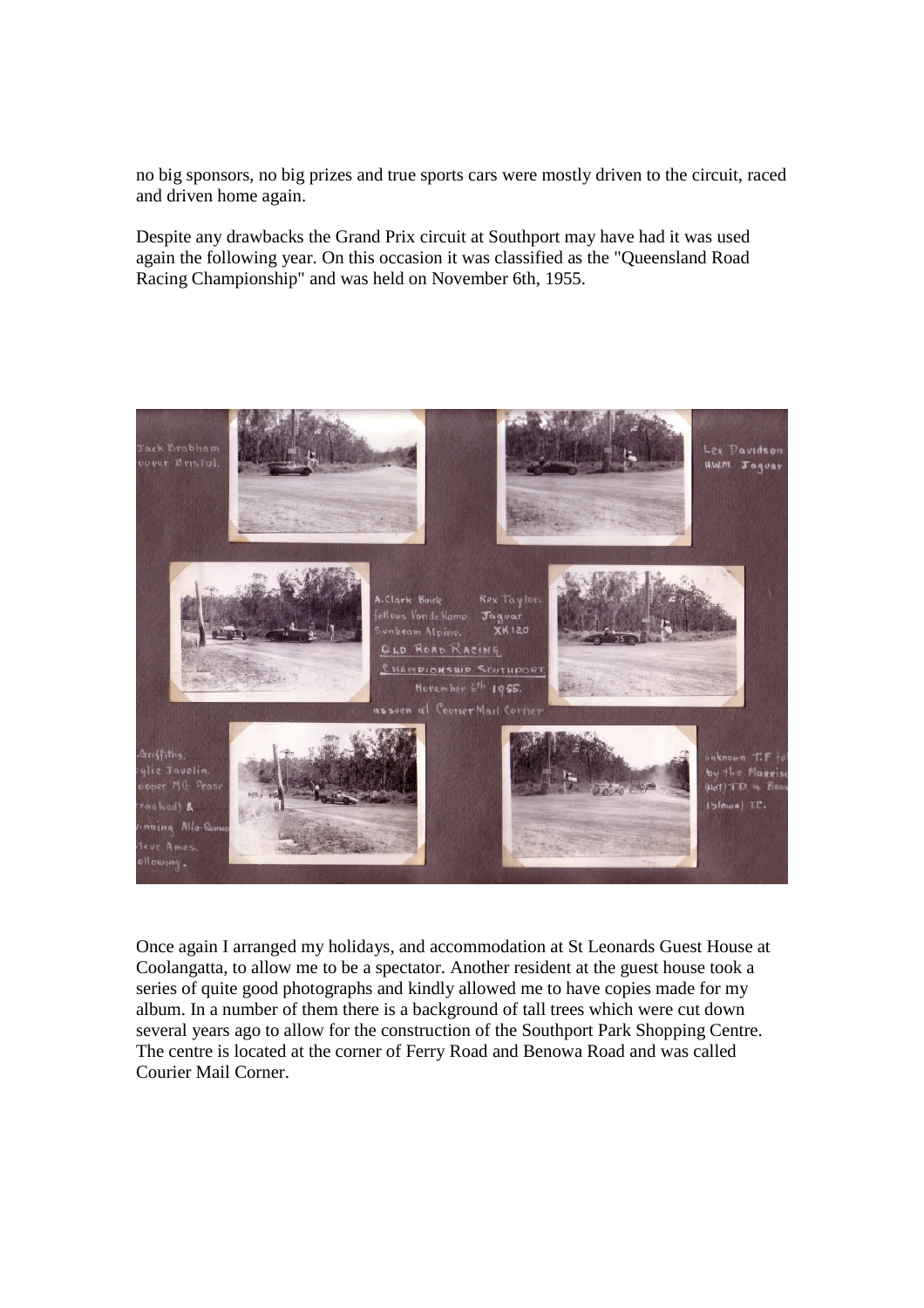no big sponsors, no big prizes and true sports cars were mostly driven to the circuit, raced and driven home again.

Despite any drawbacks the Grand Prix circuit at Southport may have had it was used again the following year. On this occasion it was classified as the "Queensland Road Racing Championship" and was held on November 6th, 1955.

Once again I arranged my holidays, and accommodation at St Leonards Guest House at Coolangatta, to allow me to be a spectator. Another resident at the guest house took a series of quite good photographs and kindly allowed me to have copies made for my album. In a number of them there is a background of tall trees which were cut down several years ago to allow for the construction of the Southport Park Shopping Centre. The centre is located at the corner of Ferry Road and Benowa Road and was called Courier Mail Corner.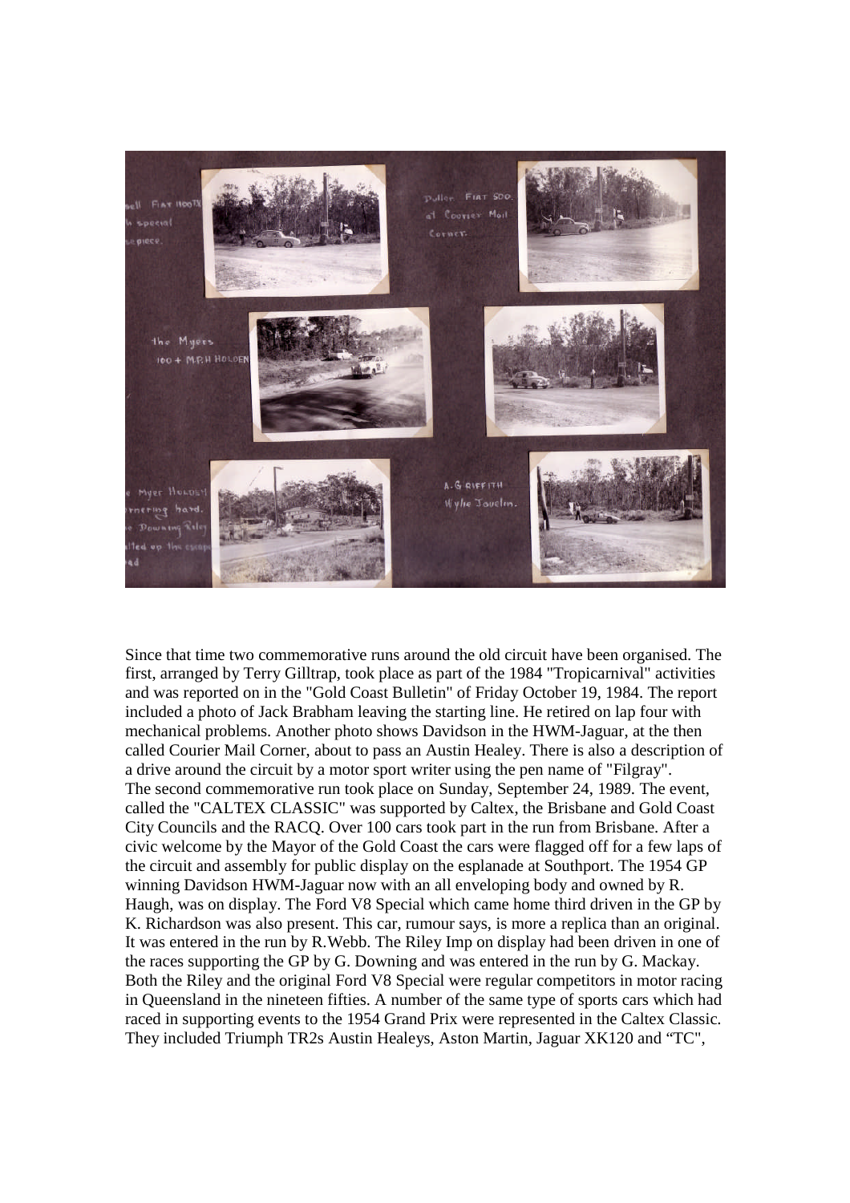Since that time two commemorative runs around the old circuit have been organised. The first, arranged by Terry Gilltrap, took place as part of the 1984 "Tropicarnival" activities and was reported on in the "Gold Coast Bulletin" of Friday October 19, 1984. The report included a photo of Jack Brabham leaving the starting line. He retired on lap four with mechanical problems. Another photo shows Davidson in the HWM-Jaguar, at the then called Courier Mail Corner, about to pass an Austin Healey. There is also a description of a drive around the circuit by a motor sport writer using the pen name of "Filgray".

The second commemorative run took place on Sunday, September 24, 1989. The event, called the "CALTEX CLASSIC" was supported by Caltex, the Brisbane and Gold Coast City Councils and the RACQ. Over 100 cars took part in the run from Brisbane. After a civic welcome by the Mayor of the Gold Coast the cars were flagged off for a few laps of the circuit and assembly for public display on the esplanade at Southport. The 1954 GP winning Davidson HWM-Jaguar now with an all enveloping body and owned by R. Haugh, was on display. The Ford V8 Special which came home third driven in the GP by K. Richardson was also present. This car, rumour says, is more a replica than an original. It was entered in the run by R.Webb. The Riley Imp on display had been driven in one of the races supporting the GP by G. Downing and was entered in the run by G. Mackay. Both the Riley and the original Ford V8 Special were regular competitors in motor racing in Queensland in the nineteen fifties. A number of the same type of sports cars which had raced in supporting events to the 1954 Grand Prix were represented in the Caltex Classic. They included Triumph TR2s Austin Healeys, Aston Martin, Jaguar XK120 and "TC",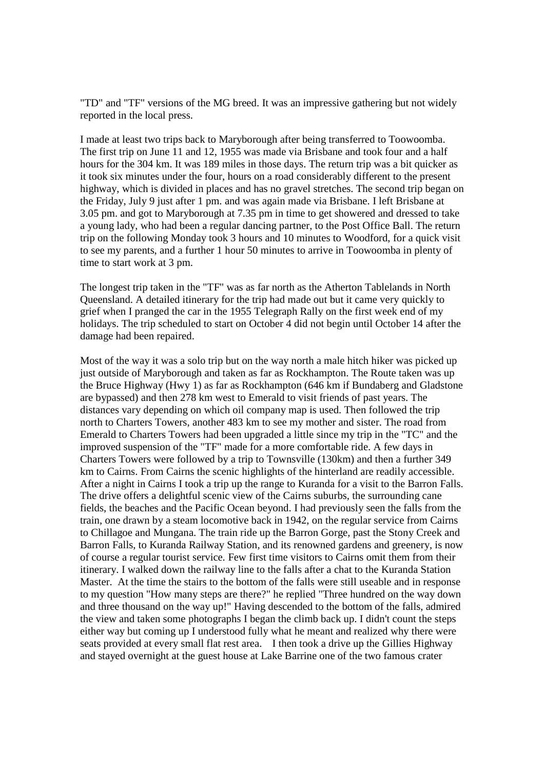"TD" and "TF" versions of the MG breed. It was an impressive gathering but not widely reported in the local press.

I made at least two trips back to Maryborough after being transferred to Toowoomba. The first trip on June 11 and 12, 1955 was made via Brisbane and took four and a half hours for the 304 km. It was 189 miles in those days. The return trip was a bit quicker as it took six minutes under the four, hours on a road considerably different to the present highway, which is divided in places and has no gravel stretches. The second trip began on the Friday, July 9 just after 1 pm. and was again made via Brisbane. I left Brisbane at 3.05 pm. and got to Maryborough at 7.35 pm in time to get showered and dressed to take a young lady, who had been a regular dancing partner, to the Post Office Ball. The return trip on the following Monday took 3 hours and 10 minutes to Woodford, for a quick visit to see my parents, and a further 1 hour 50 minutes to arrive in Toowoomba in plenty of time to start work at 3 pm.

The longest trip taken in the "TF" was as far north as the Atherton Tablelands in North Queensland. A detailed itinerary for the trip had made out but it came very quickly to grief when I pranged the car in the 1955 Telegraph Rally on the first week end of my holidays. The trip scheduled to start on October 4 did not begin until October 14 after the damage had been repaired.

Most of the way it was a solo trip but on the way north a male hitch hiker was picked up just outside of Maryborough and taken as far as Rockhampton. The Route taken was up the Bruce Highway (Hwy 1) as far as Rockhampton (646 km if Bundaberg and Gladstone are bypassed) and then 278 km west to Emerald to visit friends of past years. The distances vary depending on which oil company map is used. Then followed the trip north to Charters Towers, another 483 km to see my mother and sister. The road from Emerald to Charters Towers had been upgraded a little since my trip in the "TC" and the improved suspension of the "TF" made for a more comfortable ride. A few days in Charters Towers were followed by a trip to Townsville (130km) and then a further 349 km to Cairns. From Cairns the scenic highlights of the hinterland are readily accessible. After a night in Cairns I took a trip up the range to Kuranda for a visit to the Barron Falls. The drive offers a delightful scenic view of the Cairns suburbs, the surrounding cane fields, the beaches and the Pacific Ocean beyond. I had previously seen the falls from the train, one drawn by a steam locomotive back in 1942, on the regular service from Cairns to Chillagoe and Mungana. The train ride up the Barron Gorge, past the Stony Creek and Barron Falls, to Kuranda Railway Station, and its renowned gardens and greenery, is now of course a regular tourist service. Few first time visitors to Cairns omit them from their itinerary. I walked down the railway line to the falls after a chat to the Kuranda Station Master. At the time the stairs to the bottom of the falls were still useable and in response to my question "How many steps are there?" he replied "Three hundred on the way down and three thousand on the way up!" Having descended to the bottom of the falls, admired the view and taken some photographs I began the climb back up. I didn't count the steps either way but coming up I understood fully what he meant and realized why there were seats provided at every small flat rest area. I then took a drive up the Gillies Highway and stayed overnight at the guest house at Lake Barrine one of the two famous crater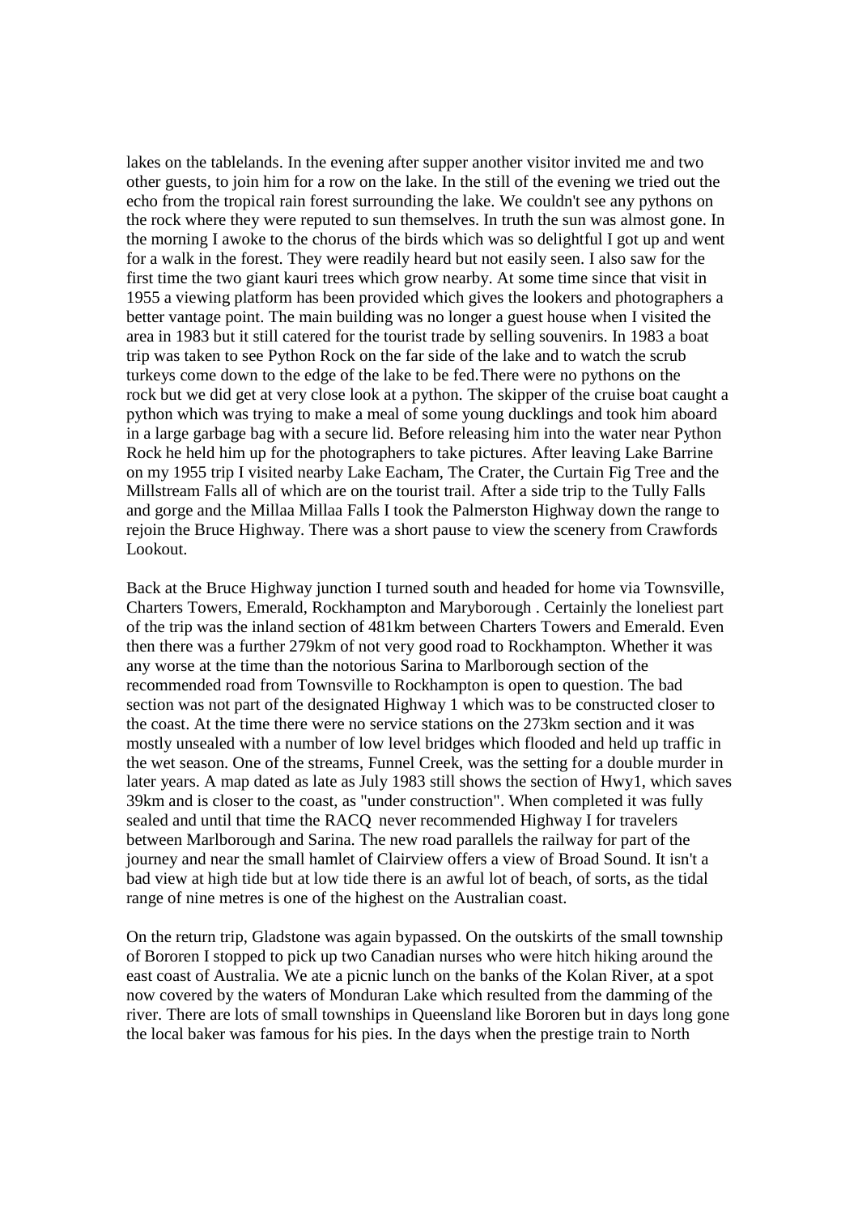lakes on the tablelands. In the evening after supper another visitor invited me and two other guests, to join him for a row on the lake. In the still of the evening we tried out the echo from the tropical rain forest surrounding the lake. We couldn't see any pythons on the rock where they were reputed to sun themselves. In truth the sun was almost gone. In the morning I awoke to the chorus of the birds which was so delightful I got up and went for a walk in the forest. They were readily heard but not easily seen. I also saw for the first time the two giant kauri trees which grow nearby. At some time since that visit in 1955 a viewing platform has been provided which gives the lookers and photographers a better vantage point. The main building was no longer a guest house when I visited the area in 1983 but it still catered for the tourist trade by selling souvenirs. In 1983 a boat trip was taken to see Python Rock on the far side of the lake and to watch the scrub turkeys come down to the edge of the lake to be fed.There were no pythons on the rock but we did get at very close look at a python. The skipper of the cruise boat caught a python which was trying to make a meal of some young ducklings and took him aboard in a large garbage bag with a secure lid. Before releasing him into the water near Python Rock he held him up for the photographers to take pictures. After leaving Lake Barrine on my 1955 trip I visited nearby Lake Eacham, The Crater, the Curtain Fig Tree and the Millstream Falls all of which are on the tourist trail. After a side trip to the Tully Falls and gorge and the Millaa Millaa Falls I took the Palmerston Highway down the range to rejoin the Bruce Highway. There was a short pause to view the scenery from Crawfords Lookout.

Back at the Bruce Highway junction I turned south and headed for home via Townsville, Charters Towers, Emerald, Rockhampton and Maryborough . Certainly the loneliest part of the trip was the inland section of 481km between Charters Towers and Emerald. Even then there was a further 279km of not very good road to Rockhampton. Whether it was any worse at the time than the notorious Sarina to Marlborough section of the recommended road from Townsville to Rockhampton is open to question. The bad section was not part of the designated Highway 1 which was to be constructed closer to the coast. At the time there were no service stations on the 273km section and it was mostly unsealed with a number of low level bridges which flooded and held up traffic in the wet season. One of the streams, Funnel Creek, was the setting for a double murder in later years. A map dated as late as July 1983 still shows the section of Hwy1, which saves 39km and is closer to the coast, as "under construction". When completed it was fully sealed and until that time the RACQ never recommended Highway I for travelers between Marlborough and Sarina. The new road parallels the railway for part of the journey and near the small hamlet of Clairview offers a view of Broad Sound. It isn't a bad view at high tide but at low tide there is an awful lot of beach, of sorts, as the tidal range of nine metres is one of the highest on the Australian coast.

On the return trip, Gladstone was again bypassed. On the outskirts of the small township of Bororen I stopped to pick up two Canadian nurses who were hitch hiking around the east coast of Australia. We ate a picnic lunch on the banks of the Kolan River, at a spot now covered by the waters of Monduran Lake which resulted from the damming of the river. There are lots of small townships in Queensland like Bororen but in days long gone the local baker was famous for his pies. In the days when the prestige train to North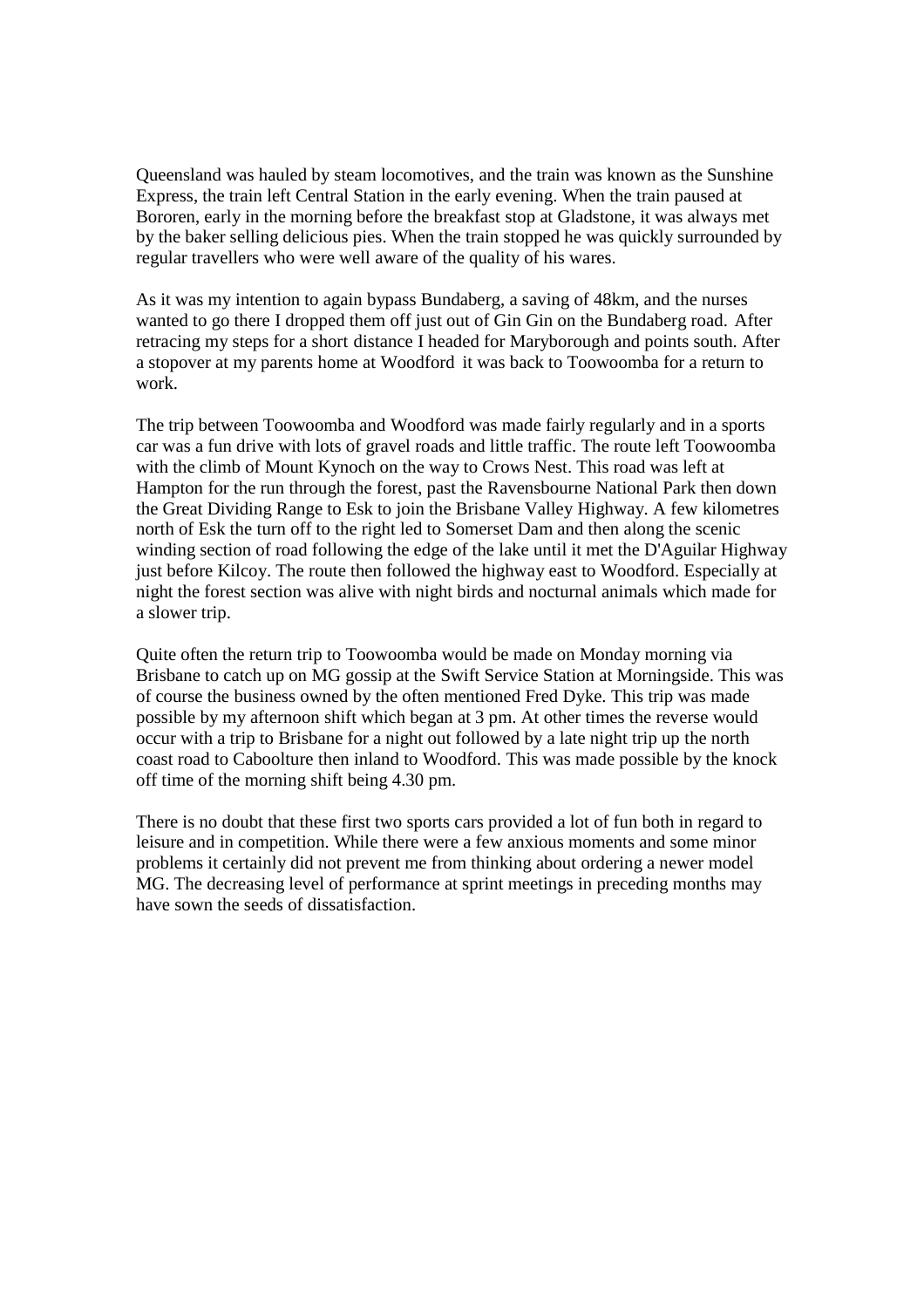Queensland was hauled by steam locomotives, and the train was known as the Sunshine Express, the train left Central Station in the early evening. When the train paused at Bororen, early in the morning before the breakfast stop at Gladstone, it was always met by the baker selling delicious pies. When the train stopped he was quickly surrounded by regular travellers who were well aware of the quality of his wares.

As it was my intention to again bypass Bundaberg, a saving of 48km, and the nurses wanted to go there I dropped them off just out of Gin Gin on the Bundaberg road. After retracing my steps for a short distance I headed for Maryborough and points south. After a stopover at my parents home at Woodford it was back to Toowoomba for a return to work.

The trip between Toowoomba and Woodford was made fairly regularly and in a sports car was a fun drive with lots of gravel roads and little traffic. The route left Toowoomba with the climb of Mount Kynoch on the way to Crows Nest. This road was left at Hampton for the run through the forest, past the Ravensbourne National Park then down the Great Dividing Range to Esk to join the Brisbane Valley Highway. A few kilometres north of Esk the turn off to the right led to Somerset Dam and then along the scenic winding section of road following the edge of the lake until it met the D'Aguilar Highway just before Kilcoy. The route then followed the highway east to Woodford. Especially at night the forest section was alive with night birds and nocturnal animals which made for a slower trip.

Quite often the return trip to Toowoomba would be made on Monday morning via Brisbane to catch up on MG gossip at the Swift Service Station at Morningside. This was of course the business owned by the often mentioned Fred Dyke. This trip was made possible by my afternoon shift which began at 3 pm. At other times the reverse would occur with a trip to Brisbane for a night out followed by a late night trip up the north coast road to Caboolture then inland to Woodford. This was made possible by the knock off time of the morning shift being 4.30 pm.

There is no doubt that these first two sports cars provided a lot of fun both in regard to leisure and in competition. While there were a few anxious moments and some minor problems it certainly did not prevent me from thinking about ordering a newer model MG. The decreasing level of performance at sprint meetings in preceding months may have sown the seeds of dissatisfaction.